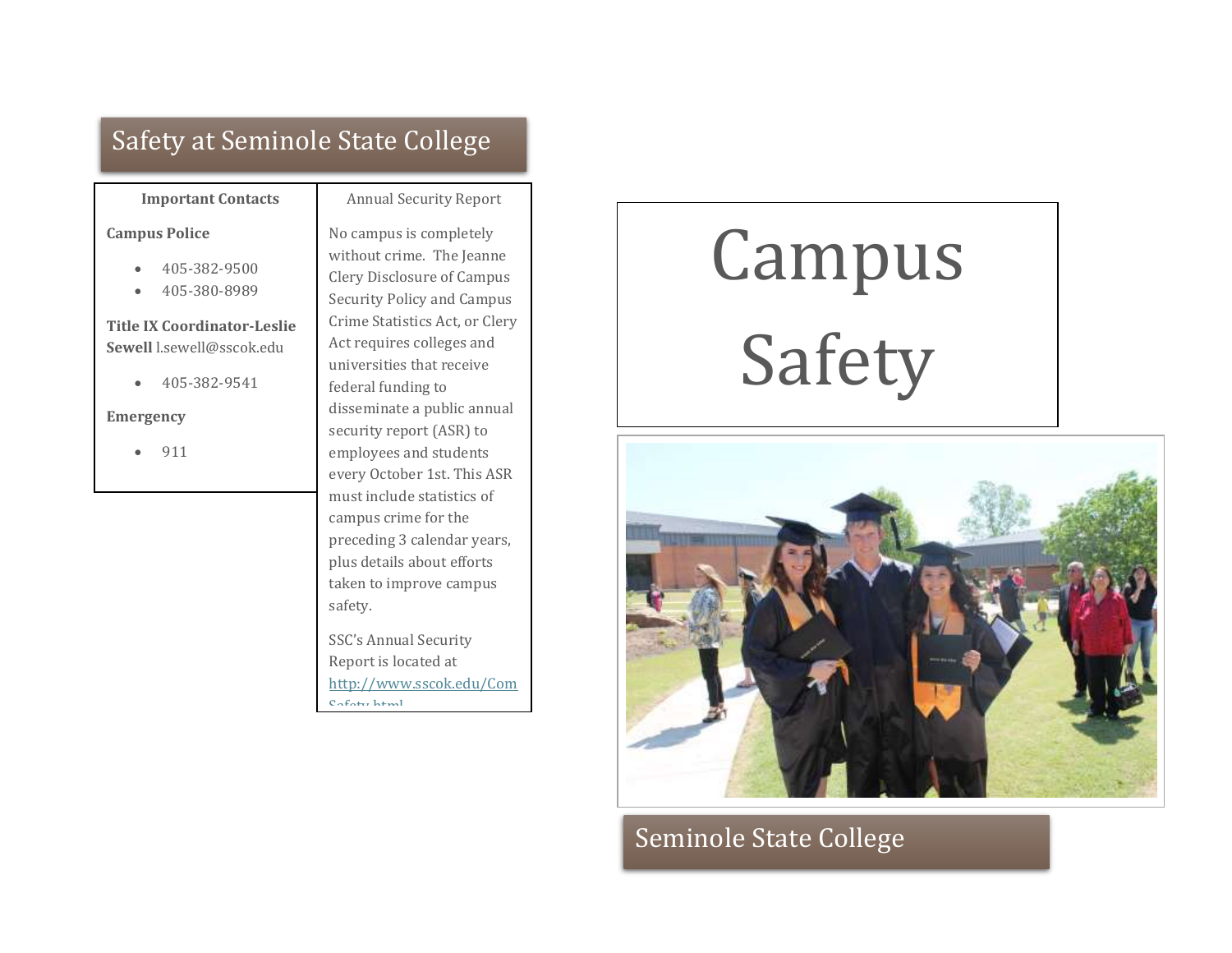# Safety at Seminole State College

**Important Contacts**

**Campus Police**

- 405-382-9500
- 405-380-8989

**Title IX Coordinator-Leslie Sewell** l.sewell@sscok.edu

- 405-382-9541

**Emergency**

- 911

Annual Security Report

No campus is completely without crime. The Jeanne Clery Disclosure of Campus Security Policy and Campus Crime Statistics Act, or Clery Act requires colleges and universities that receive federal funding to disseminate a public annual security report (ASR) to employees and students every October 1st. This ASR must include statistics of campus crime for the preceding 3 calendar years, plus details about efforts taken to improve campus safety.

SSC's Annual Security Report is located at http://www.sscok.edu/ComSafety.html

# Campus Safety

Seminole State College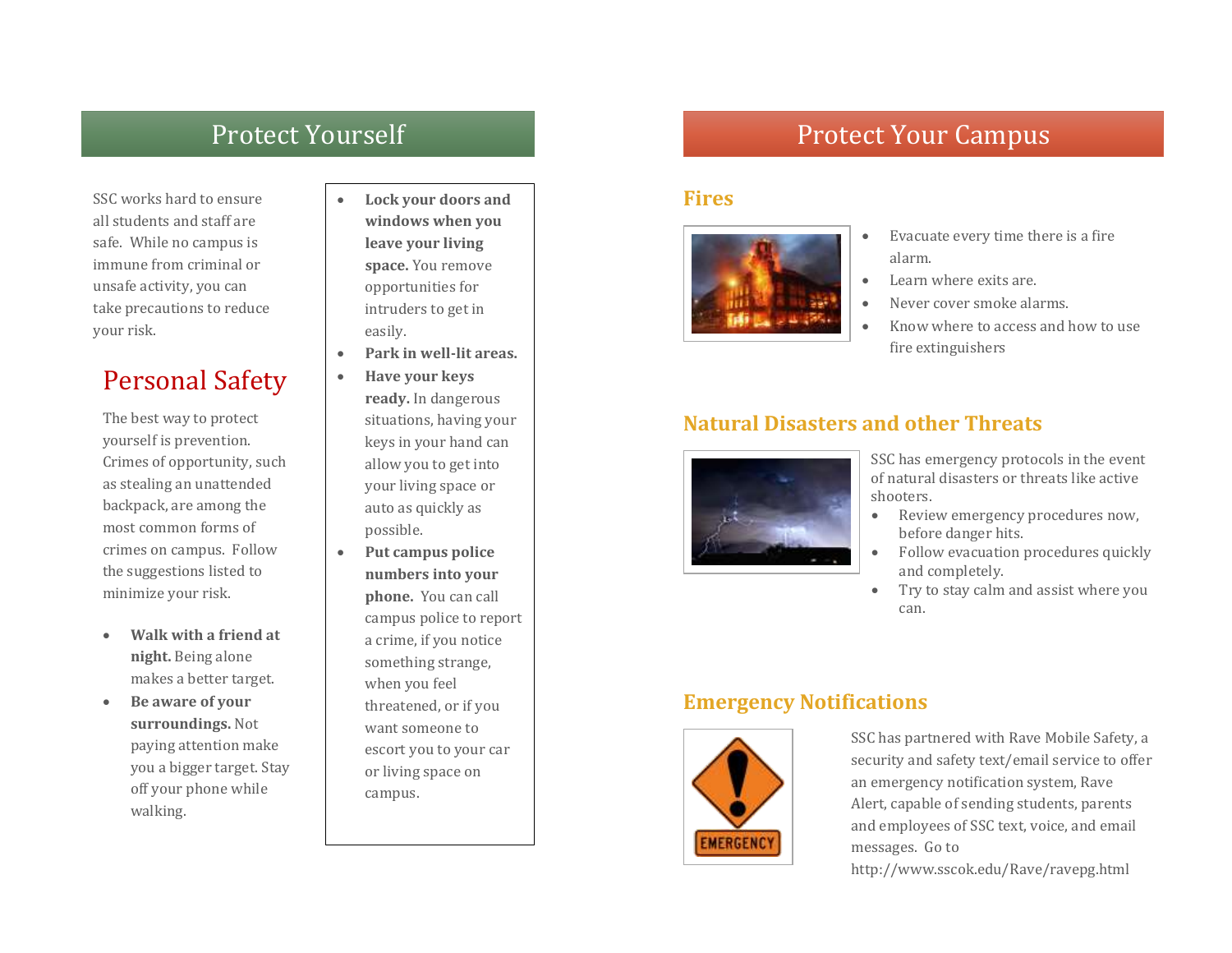# Protect Yourself

SSC works hard to ensure all students and staff are safe. While no campus is immune from criminal or unsafe activity, you can take precautions to reduce your risk.

## Personal Safety

The best way to protect yourself is prevention. Crimes of opportunity, such as stealing an unattended backpack, are among the most common forms of crimes on campus. Follow the suggestions listed to minimize your risk.

- **Walk with a friend at night.** Being alone makes a better target.
- **Be aware of your surroundings.** Not paying attention make you a bigger target. Stay off your phone while walking.
- **Lock your doors and windows when you leave your living space.** You remove opportunities for intruders to get in easily.
- **Park in well-lit areas.**
- **Have your keys ready.** In dangerous situations, having your keys in your hand can allow you to get into your living space or auto as quickly as possible.
- **Put campus police numbers into your phone.** You can call campus police to report a crime, if you notice something strange, when you feel threatened, or if you want someone to escort you to your car or living space on campus.

# Protect Your Campus

## Fires

- Evacuate every time there is a fire alarm.
- Learn where exits are.
- Never cover smoke alarms.
- Know where to access and how to use fire extinguishers

## Natural Disasters and other Threats

SSC has emergency protocols in the event of natural disasters or threats like active shooters.

- Review emergency procedures now, before danger hits.
- Follow evacuation procedures quickly and completely.
- Try to stay calm and assist where you can.

## Emergency Notifications

SSC has partnered with Rave Mobile Safety, a security and safety text/email service to offer an emergency notification system, Rave Alert, capable of sending students, parents and employees of SSC text, voice, and email messages. Go to http://www.sscok.edu/Rave/ravepg.html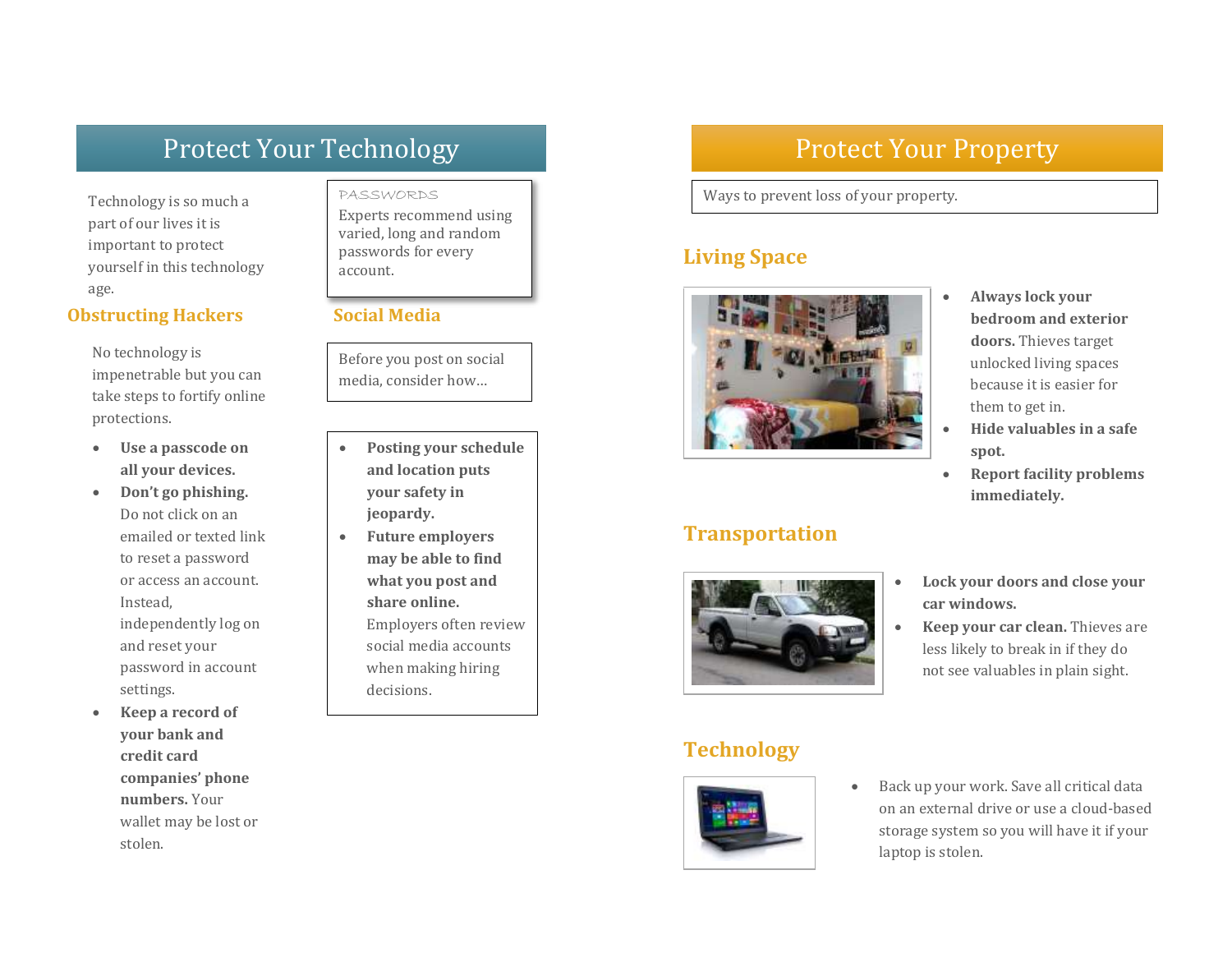# Protect Your Technology

Technology is so much a part of our lives it is important to protect yourself in this technology age.

**PASSWORDS**

Experts recommend using varied, long and random passwords for every account.

## Obstructing Hackers

No technology is impenetrable but you can take steps to fortify online protections.

- **Use a passcode on all your devices.**
- **Don't go phishing.** Do not click on an emailed or texted link to reset a password or access an account. Instead, independently log on and reset your password in account settings.
- **Keep a record of your bank and credit card companies' phone numbers.** Your wallet may be lost or stolen.

## Social Media

Before you post on social media, consider how…

- **Posting your schedule and location puts your safety in jeopardy.**
- **Future employers may be able to find what you post and share online.** Employers often review social media accounts when making hiring decisions.

# Protect Your Property

Ways to prevent loss of your property.

## Living Space

- **Always lock your bedroom and exterior doors.** Thieves target unlocked living spaces because it is easier for them to get in.
- **Hide valuables in a safe spot.**
- **Report facility problems immediately.**

## Transportation

- **Lock your doors and close your car windows.**
- **Keep your car clean.** Thieves are less likely to break in if they do not see valuables in plain sight.

## Technology

- Back up your work. Save all critical data on an external drive or use a cloud-based storage system so you will have it if your laptop is stolen.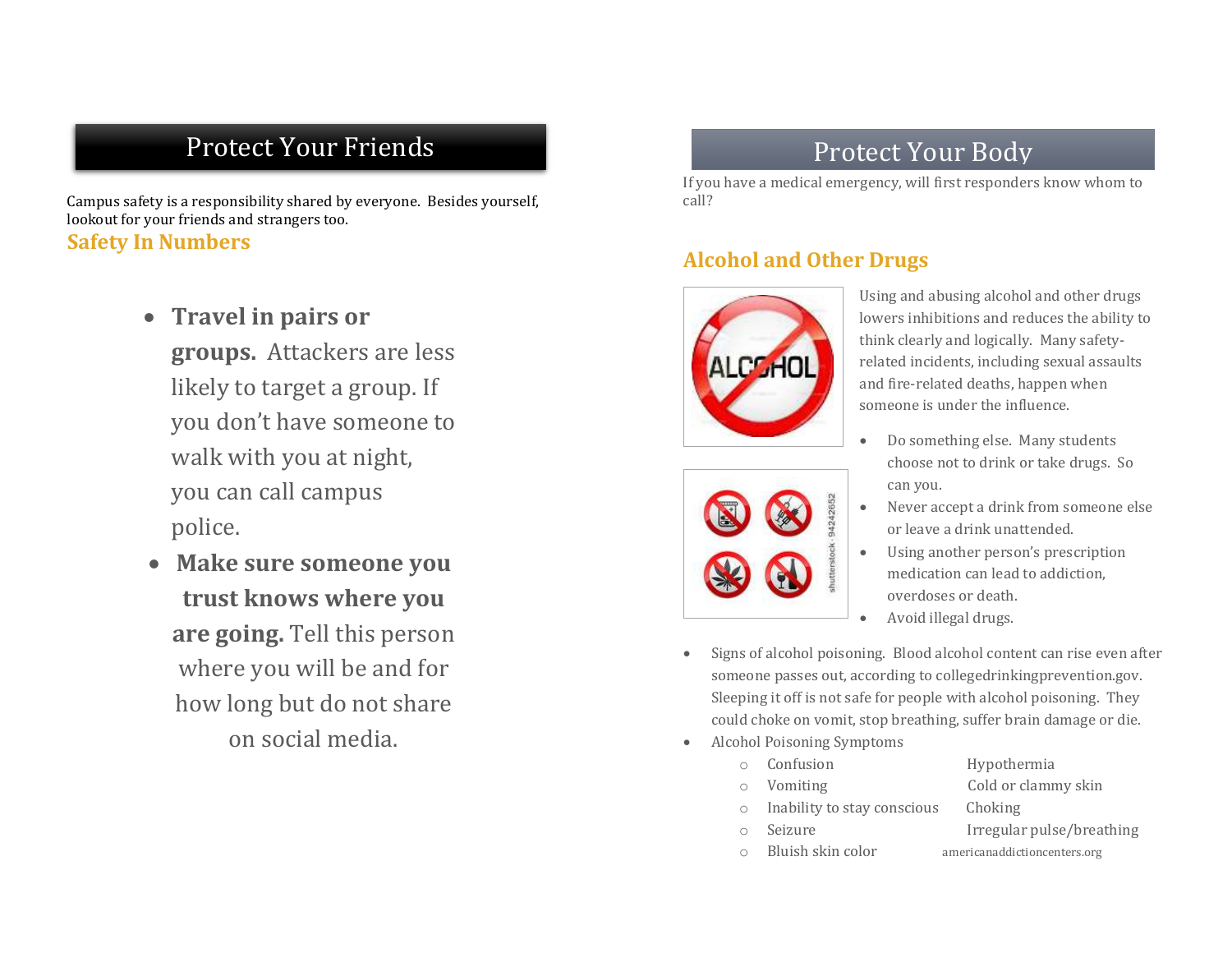## Protect Your Friends

Campus safety is a responsibility shared by everyone. Besides yourself, lookout for your friends and strangers too.

### Safety In Numbers

- **Travel in pairs or groups.** Attackers are less likely to target a group. If you don't have someone to walk with you at night, you can call campus police.
- **Make sure someone you trust knows where you are going.** Tell this person where you will be and for how long but do not share on social media.

## Protect Your Body

If you have a medical emergency, will first responders know whom to call?

### Alcohol and Other Drugs

Using and abusing alcohol and other drugs lowers inhibitions and reduces the ability to think clearly and logically. Many safety-related incidents, including sexual assaults and fire-related deaths, happen when someone is under the influence.

- Do something else. Many students choose not to drink or take drugs. So can you.
- Never accept a drink from someone else or leave a drink unattended.
- Using another person's prescription medication can lead to addiction, overdoses or death.
- Avoid illegal drugs.

- Signs of alcohol poisoning. Blood alcohol content can rise even after someone passes out, according to collegedrinkingprevention.gov. Sleeping it off is not safe for people with alcohol poisoning. They could choke on vomit, stop breathing, suffer brain damage or die.
- Alcohol Poisoning Symptoms
  - Confusion
  - Vomiting
  - Inability to stay conscious
  - Seizure
  - Bluish skin color
  - Hypothermia
  - Cold or clammy skin
  - Choking
  - Irregular pulse/breathing

americanaddictioncenters.org